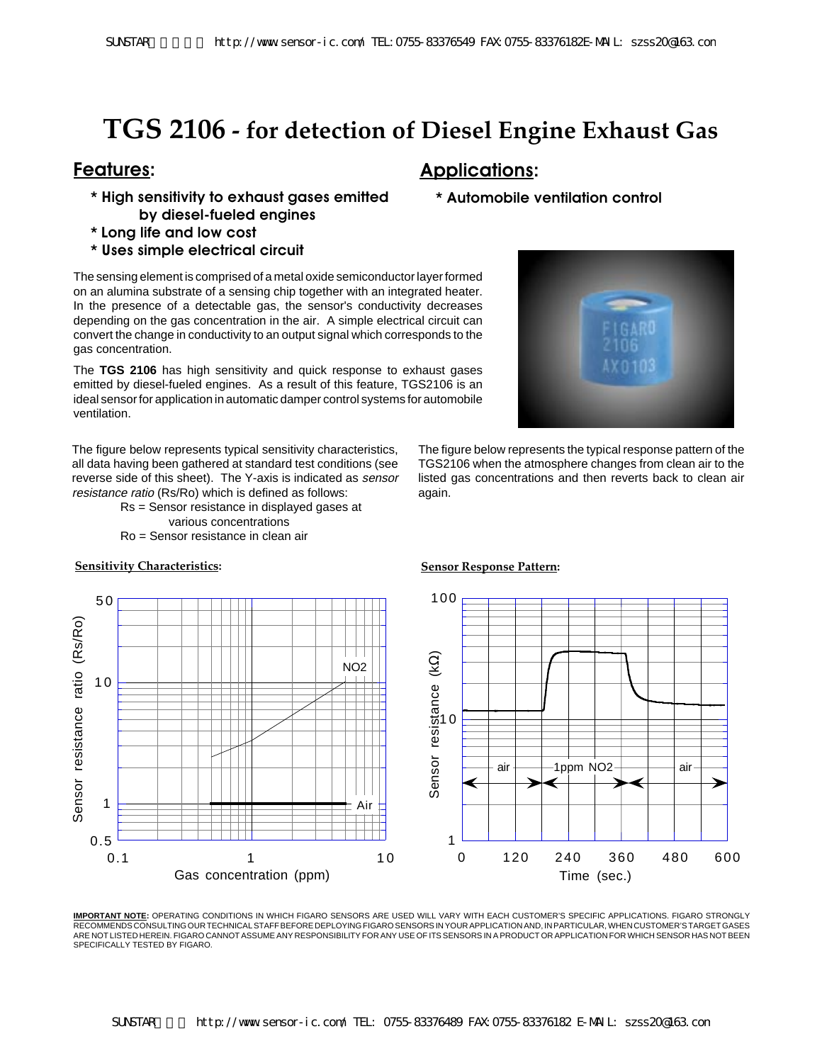# TGS 2106 - for detection of Diesel Engine Exhaust Gas

## Features:

* High sensitivity to exhaust gases emitted by diesel-fueled engines
* Long life and low cost
* Uses simple electrical circuit

## Applications:

* Automobile ventilation control

The sensing element is comprised of a metal oxide semiconductor layer formed on an alumina substrate of a sensing chip together with an integrated heater. In the presence of a detectable gas, the sensor's conductivity decreases depending on the gas concentration in the air. A simple electrical circuit can convert the change in conductivity to an output signal which corresponds to the gas concentration.

The **TGS 2106** has high sensitivity and quick response to exhaust gases emitted by diesel-fueled engines. As a result of this feature, TGS2106 is an ideal sensor for application in automatic damper control systems for automobile ventilation.

The figure below represents typical sensitivity characteristics, all data having been gathered at standard test conditions (see reverse side of this sheet). The Y-axis is indicated as *sensor resistance ratio* (Rs/Ro) which is defined as follows:

Rs = Sensor resistance in displayed gases at various concentrations
Ro = Sensor resistance in clean air

**Sensitivity Characteristics:**

The figure below represents the typical response pattern of the TGS2106 when the atmosphere changes from clean air to the listed gas concentrations and then reverts back to clean air again.

**Sensor Response Pattern:**

**IMPORTANT NOTE:** OPERATING CONDITIONS IN WHICH FIGARO SENSORS ARE USED WILL VARY WITH EACH CUSTOMER'S SPECIFIC APPLICATIONS. FIGARO STRONGLY RECOMMENDS CONSULTING OUR TECHNICAL STAFF BEFORE DEPLOYING FIGARO SENSORS IN YOUR APPLICATION AND, IN PARTICULAR, WHEN CUSTOMER'S TARGET GASES ARE NOT LISTED HEREIN. FIGARO CANNOT ASSUME ANY RESPONSIBILITY FOR ANY USE OF ITS SENSORS IN A PRODUCT OR APPLICATION FOR WHICH SENSOR HAS NOT BEEN SPECIFICALLY TESTED BY FIGARO.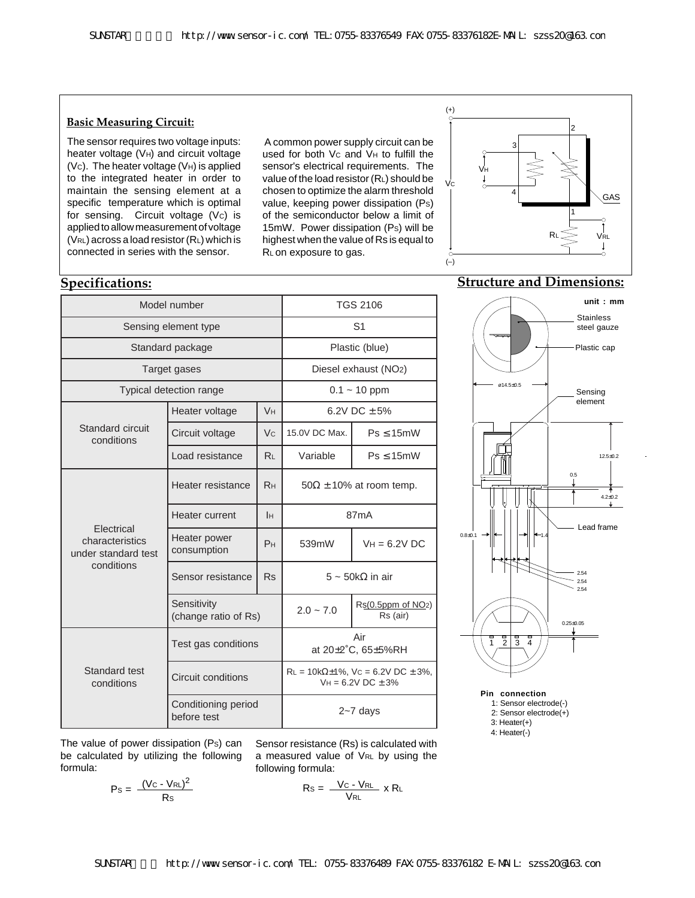## Basic Measuring Circuit:

The sensor requires two voltage inputs: heater voltage ($V_H$) and circuit voltage ($V_C$). The heater voltage ($V_H$) is applied to the integrated heater in order to maintain the sensing element at a specific temperature which is optimal for sensing. Circuit voltage ($V_C$) is applied to allow measurement of voltage ($V_{RL}$) across a load resistor ($R_L$) which is connected in series with the sensor.

A common power supply circuit can be used for both $V_C$ and $V_H$ to fulfill the sensor's electrical requirements. The value of the load resistor ($R_L$) should be chosen to optimize the alarm threshold value, keeping power dissipation ($P_S$) of the semiconductor below a limit of 15mW. Power dissipation ($P_S$) will be highest when the value of Rs is equal to $R_L$ on exposure to gas.

(+)
2
3
$V_H$
$V_C$
4
GAS
1
$R_L$
$V_{RL}$
(–)

## Specifications:

| Model number | | | TGS 2106 | |
|---|---|---|---|---|
| Sensing element type | | | S1 | |
| Standard package | | | Plastic (blue) | |
| Target gases | | | Diesel exhaust ($NO_2$) | |
| Typical detection range | | | 0.1 ~ 10 ppm | |
| Standard circuit conditions | Heater voltage | $V_H$ | 6.2V DC ± 5% | |
| | Circuit voltage | $V_C$ | 15.0V DC Max. | $P_S \leq$ 15mW |
| | Load resistance | $R_L$ | Variable | $P_S \leq$ 15mW |
| Electrical characteristics under standard test conditions | Heater resistance | $R_H$ | 50Ω ± 10% at room temp. | |
| | Heater current | $I_H$ | 87mA | |
| | Heater power consumption | $P_H$ | 539mW | $V_H$ = 6.2V DC |
| | Sensor resistance | Rs | 5 ~ 50kΩ in air | |
| | Sensitivity (change ratio of Rs) | | 2.0 ~ 7.0 | $\frac{Rs(0.5ppm\ of\ NO_2)}{Rs\ (air)}$ |
| Standard test conditions | Test gas conditions | | Air at 20±2°C, 65±5%RH | |
| | Circuit conditions | | $R_L$ = 10kΩ±1%, $V_C$ = 6.2V DC ± 3%, $V_H$ = 6.2V DC ± 3% | |
| | Conditioning period before test | | 2~7 days | |

The value of power dissipation ($P_S$) can be calculated by utilizing the following formula:

$$P_S = \frac{(V_C - V_{RL})^2}{R_S}$$

Sensor resistance (Rs) is calculated with a measured value of $V_{RL}$ by using the following formula:

$$R_S = \frac{V_C - V_{RL}}{V_{RL}} \times R_L$$

## Structure and Dimensions:

unit : mm

Stainless steel gauze

Plastic cap

ø14.5±0.5

Sensing element

12.5±0.2

0.5

4.2±0.2

Lead frame

0.8±0.1

1.4

2.54
2.54
2.54

0.25±0.05

1 2 3 4

**Pin connection**

1: Sensor electrode(-)
2: Sensor electrode(+)
3: Heater(+)
4: Heater(-)